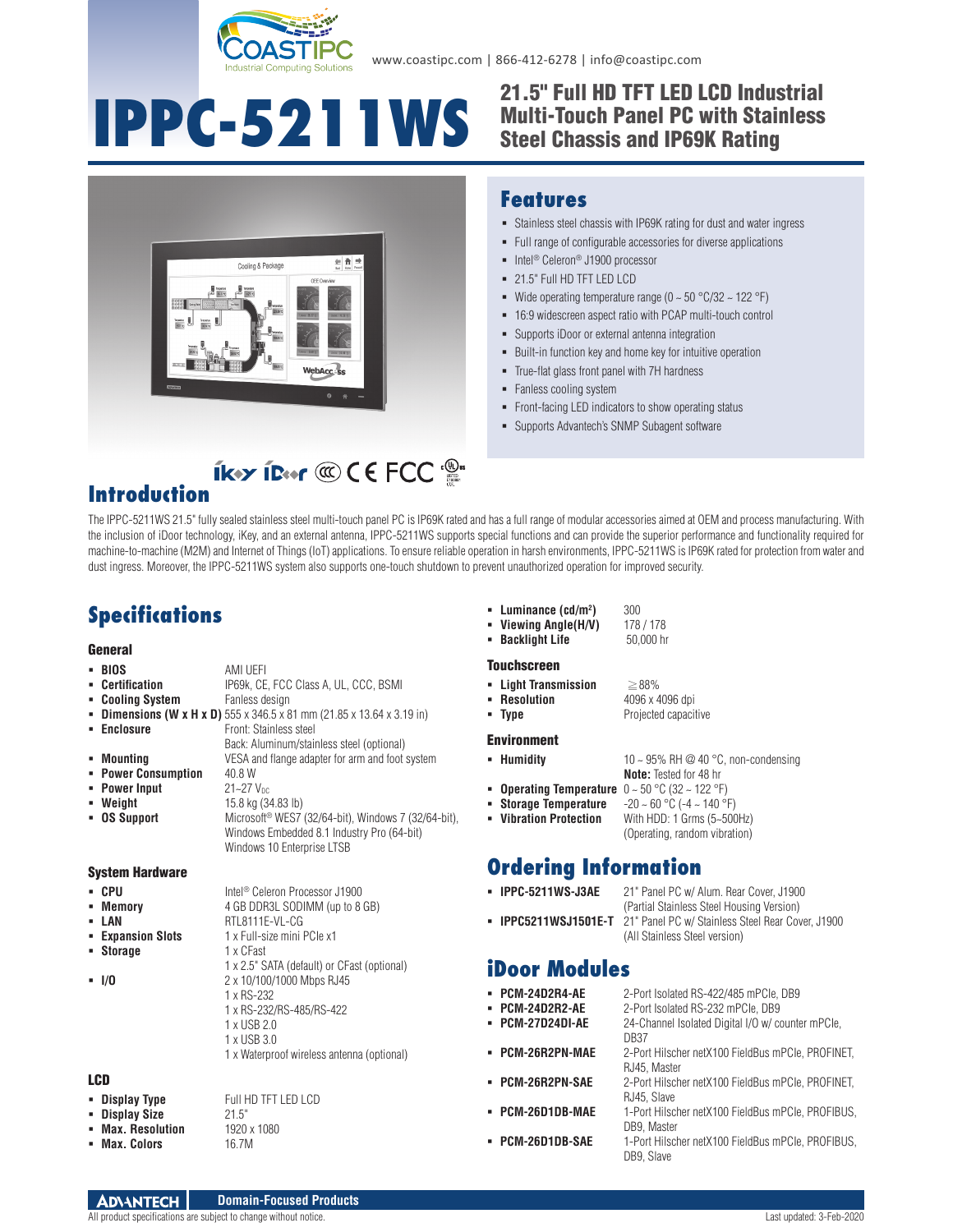www.coastipc.com | 866-412-6278 | info@coastipc.com

# IPPC-5211WS

## 21.5" Full HD TFT LED LCD Industrial Multi-Touch Panel PC with Stainless Steel Chassis and IP69K Rating

## Features

- Stainless steel chassis with IP69K rating for dust and water ingress
- Full range of configurable accessories for diverse applications
- Intel® Celeron® J1900 processor
- 21.5" Full HD TFT LED LCD
- Wide operating temperature range (0 ~ 50 °C/32 ~ 122 °F)
- 16:9 widescreen aspect ratio with PCAP multi-touch control
- Supports iDoor or external antenna integration
- Built-in function key and home key for intuitive operation
- True-flat glass front panel with 7H hardness
- Fanless cooling system
- Front-facing LED indicators to show operating status
- Supports Advantech's SNMP Subagent software

## Introduction

The IPPC-5211WS 21.5" fully sealed stainless steel multi-touch panel PC is IP69K rated and has a full range of modular accessories aimed at OEM and process manufacturing. With the inclusion of iDoor technology, iKey, and an external antenna, IPPC-5211WS supports special functions and can provide the superior performance and functionality required for machine-to-machine (M2M) and Internet of Things (IoT) applications. To ensure reliable operation in harsh environments, IPPC-5211WS is IP69K rated for protection from water and dust ingress. Moreover, the IPPC-5211WS system also supports one-touch shutdown to prevent unauthorized operation for improved security.

## Specifications

### General

- **BIOS**: AMI UEFI
- **Certification**: IP69k, CE, FCC Class A, UL, CCC, BSMI
- **Cooling System**: Fanless design
- **Dimensions (W x H x D)**: 555 x 346.5 x 81 mm (21.85 x 13.64 x 3.19 in)
- **Enclosure**: Front: Stainless steel; Back: Aluminum/stainless steel (optional)
- **Mounting**: VESA and flange adapter for arm and foot system
- **Power Consumption**: 40.8 W
- **Power Input**: 21~27 $V_{DC}$
- **Weight**: 15.8 kg (34.83 lb)
- **OS Support**: Microsoft® WES7 (32/64-bit), Windows 7 (32/64-bit), Windows Embedded 8.1 Industry Pro (64-bit), Windows 10 Enterprise LTSB

### System Hardware

- **CPU**: Intel® Celeron Processor J1900
- **Memory**: 4 GB DDR3L SODIMM (up to 8 GB)
- **LAN**: RTL8111E-VL-CG
- **Expansion Slots**: 1 x Full-size mini PCIe x1
- **Storage**: 1 x CFast; 1 x 2.5" SATA (default) or CFast (optional)
- **I/O**: 2 x 10/100/1000 Mbps RJ45; 1 x RS-232; 1 x RS-232/RS-485/RS-422; 1 x USB 2.0; 1 x USB 3.0; 1 x Waterproof wireless antenna (optional)

### LCD

- **Display Type**: Full HD TFT LED LCD
- **Display Size**: 21.5"
- **Max. Resolution**: 1920 x 1080
- **Max. Colors**: 16.7M
- **Luminance (cd/m²)**: 300
- **Viewing Angle(H/V)**: 178 / 178
- **Backlight Life**: 50,000 hr

### Touchscreen

- **Light Transmission**: ≧88%
- **Resolution**: 4096 x 4096 dpi
- **Type**: Projected capacitive

### Environment

- **Humidity**: 10 ~ 95% RH @ 40 °C, non-condensing; **Note:** Tested for 48 hr
- **Operating Temperature**: 0 ~ 50 °C (32 ~ 122 °F)
- **Storage Temperature**: -20 ~ 60 °C (-4 ~ 140 °F)
- **Vibration Protection**: With HDD: 1 Grms (5~500Hz) (Operating, random vibration)

## Ordering Information

- **IPPC-5211WS-J3AE**: 21" Panel PC w/ Alum. Rear Cover, J1900 (Partial Stainless Steel Housing Version)
- **IPPC5211WSJ1501E-T**: 21" Panel PC w/ Stainless Steel Rear Cover, J1900 (All Stainless Steel version)

## iDoor Modules

- **PCM-24D2R4-AE**: 2-Port Isolated RS-422/485 mPCIe, DB9
- **PCM-24D2R2-AE**: 2-Port Isolated RS-232 mPCIe, DB9
- **PCM-27D24DI-AE**: 24-Channel Isolated Digital I/O w/ counter mPCIe, DB37
- **PCM-26R2PN-MAE**: 2-Port Hilscher netX100 FieldBus mPCIe, PROFINET, RJ45, Master
- **PCM-26R2PN-SAE**: 2-Port Hilscher netX100 FieldBus mPCIe, PROFINET, RJ45, Slave
- **PCM-26D1DB-MAE**: 1-Port Hilscher netX100 FieldBus mPCIe, PROFIBUS, DB9, Master
- **PCM-26D1DB-SAE**: 1-Port Hilscher netX100 FieldBus mPCIe, PROFIBUS, DB9, Slave

All product specifications are subject to change without notice. Last updated: 3-Feb-2020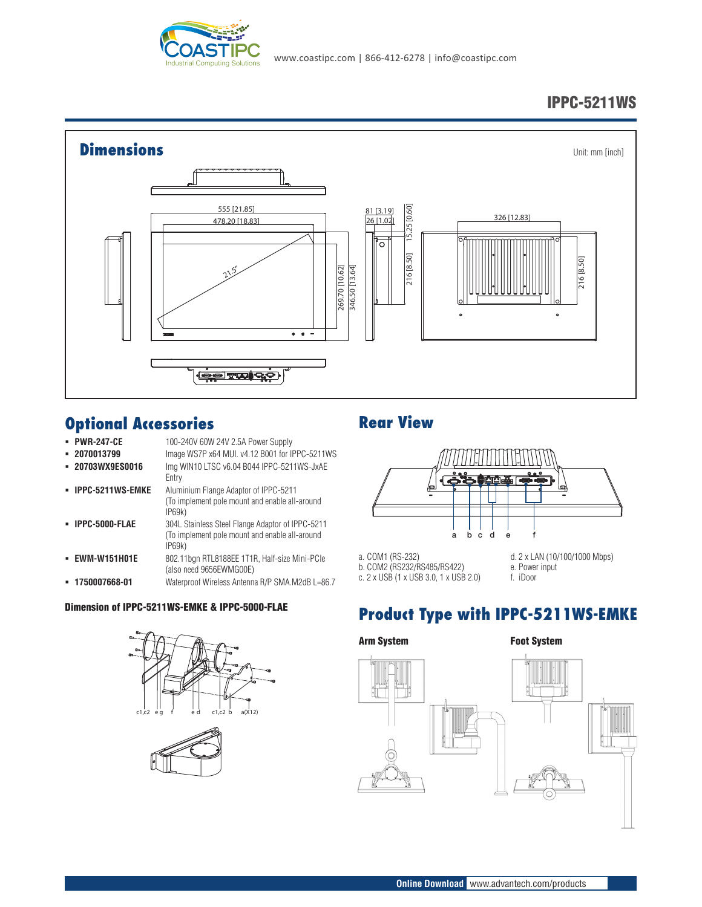# IPPC-5211WS

## Dimensions

Unit: mm [inch]

555 [21.85]
478.20 [18.83]
21.5"
269.70 [10.62]
346.50 [13.64]
81 [3.19]
26 [1.02]
15.25 [0.60]
216 [8.50]
326 [12.83]
216 [8.50]

## Optional Accessories

| | |
|---|---|
| PWR-247-CE | 100-240V 60W 24V 2.5A Power Supply |
| 2070013799 | Image WS7P x64 MUI. v4.12 B001 for IPPC-5211WS |
| 20703WX9ES0016 | Img WIN10 LTSC v6.04 B044 IPPC-5211WS-JxAE Entry |
| IPPC-5211WS-EMKE | Aluminium Flange Adaptor of IPPC-5211 (To implement pole mount and enable all-around IP69k) |
| IPPC-5000-FLAE | 304L Stainless Steel Flange Adaptor of IPPC-5211 (To implement pole mount and enable all-around IP69k) |
| EWM-W151H01E | 802.11bgn RTL8188EE 1T1R, Half-size Mini-PCIe (also need 9656EWMG00E) |
| 1750007668-01 | Waterproof Wireless Antenna R/P SMA.M2dB L=86.7 |

### Dimension of IPPC-5211WS-EMKE & IPPC-5000-FLAE

c1,c2 e g f e d c1,c2 b a(X12)

## Rear View

a b c d e f

a. COM1 (RS-232)
b. COM2 (RS232/RS485/RS422)
c. 2 x USB (1 x USB 3.0, 1 x USB 2.0)
d. 2 x LAN (10/100/1000 Mbps)
e. Power input
f. iDoor

## Product Type with IPPC-5211WS-EMKE

**Arm System**

**Foot System**

**Online Download** www.advantech.com/products